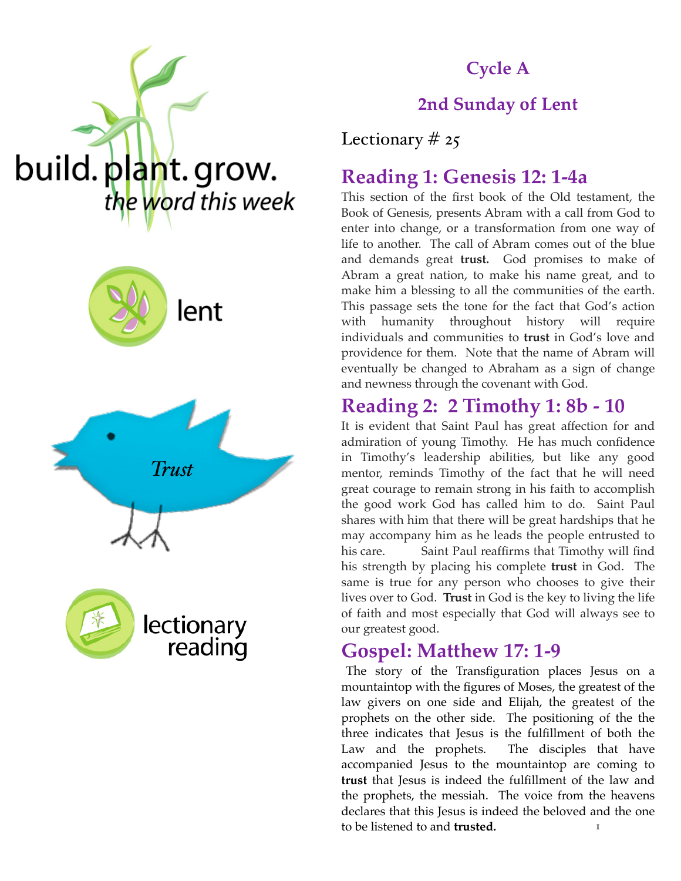build. plant. grow.
*the word this week*

lent

*Trust*

lectionary reading

## Cycle A

## 2nd Sunday of Lent

Lectionary # 25

# Reading 1: Genesis 12: 1-4a

This section of the first book of the Old testament, the Book of Genesis, presents Abram with a call from God to enter into change, or a transformation from one way of life to another. The call of Abram comes out of the blue and demands great **trust.** God promises to make of Abram a great nation, to make his name great, and to make him a blessing to all the communities of the earth. This passage sets the tone for the fact that God's action with humanity throughout history will require individuals and communities to **trust** in God's love and providence for them. Note that the name of Abram will eventually be changed to Abraham as a sign of change and newness through the covenant with God.

# Reading 2: 2 Timothy 1: 8b - 10

It is evident that Saint Paul has great affection for and admiration of young Timothy. He has much confidence in Timothy's leadership abilities, but like any good mentor, reminds Timothy of the fact that he will need great courage to remain strong in his faith to accomplish the good work God has called him to do. Saint Paul shares with him that there will be great hardships that he may accompany him as he leads the people entrusted to his care. Saint Paul reaffirms that Timothy will find his strength by placing his complete **trust** in God. The same is true for any person who chooses to give their lives over to God. **Trust** in God is the key to living the life of faith and most especially that God will always see to our greatest good.

# Gospel: Matthew 17: 1-9

The story of the Transfiguration places Jesus on a mountaintop with the figures of Moses, the greatest of the law givers on one side and Elijah, the greatest of the prophets on the other side. The positioning of the the three indicates that Jesus is the fulfillment of both the Law and the prophets. The disciples that have accompanied Jesus to the mountaintop are coming to **trust** that Jesus is indeed the fulfillment of the law and the prophets, the messiah. The voice from the heavens declares that this Jesus is indeed the beloved and the one to be listened to and **trusted.**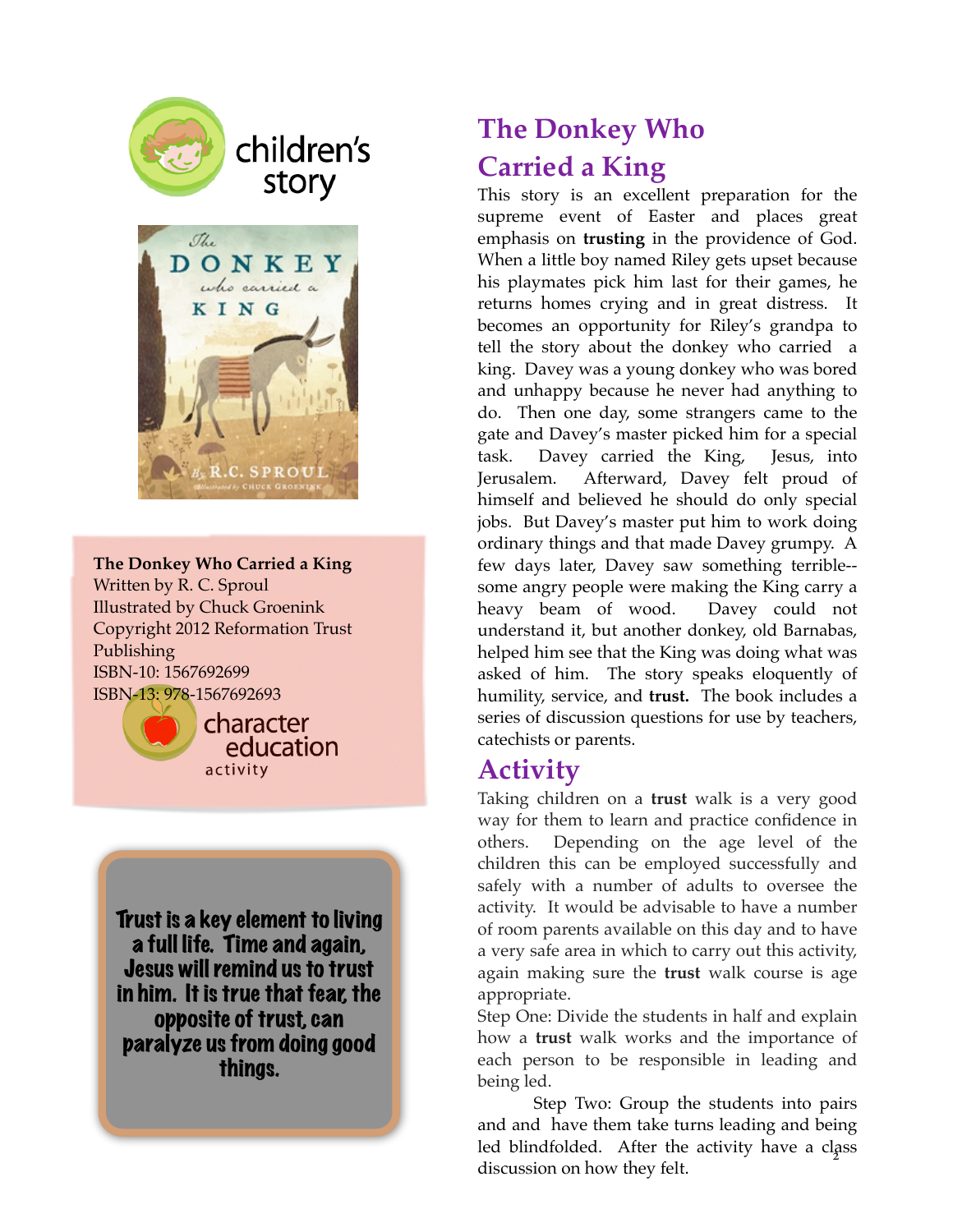children's story

**The Donkey Who Carried a King**
Written by R. C. Sproul
Illustrated by Chuck Groenink
Copyright 2012 Reformation Trust Publishing
ISBN-10: 1567692699
ISBN-13: 978-1567692693

character education activity

**Trust is a key element to living a full life. Time and again, Jesus will remind us to trust in him. It is true that fear, the opposite of trust, can paralyze us from doing good things.**

## The Donkey Who Carried a King

This story is an excellent preparation for the supreme event of Easter and places great emphasis on **trusting** in the providence of God. When a little boy named Riley gets upset because his playmates pick him last for their games, he returns homes crying and in great distress. It becomes an opportunity for Riley's grandpa to tell the story about the donkey who carried a king. Davey was a young donkey who was bored and unhappy because he never had anything to do. Then one day, some strangers came to the gate and Davey's master picked him for a special task. Davey carried the King, Jesus, into Jerusalem. Afterward, Davey felt proud of himself and believed he should do only special jobs. But Davey's master put him to work doing ordinary things and that made Davey grumpy. A few days later, Davey saw something terrible--some angry people were making the King carry a heavy beam of wood. Davey could not understand it, but another donkey, old Barnabas, helped him see that the King was doing what was asked of him. The story speaks eloquently of humility, service, and **trust.** The book includes a series of discussion questions for use by teachers, catechists or parents.

## Activity

Taking children on a **trust** walk is a very good way for them to learn and practice confidence in others. Depending on the age level of the children this can be employed successfully and safely with a number of adults to oversee the activity. It would be advisable to have a number of room parents available on this day and to have a very safe area in which to carry out this activity, again making sure the **trust** walk course is age appropriate.

Step One: Divide the students in half and explain how a **trust** walk works and the importance of each person to be responsible in leading and being led.

Step Two: Group the students into pairs and and have them take turns leading and being led blindfolded. After the activity have a class discussion on how they felt.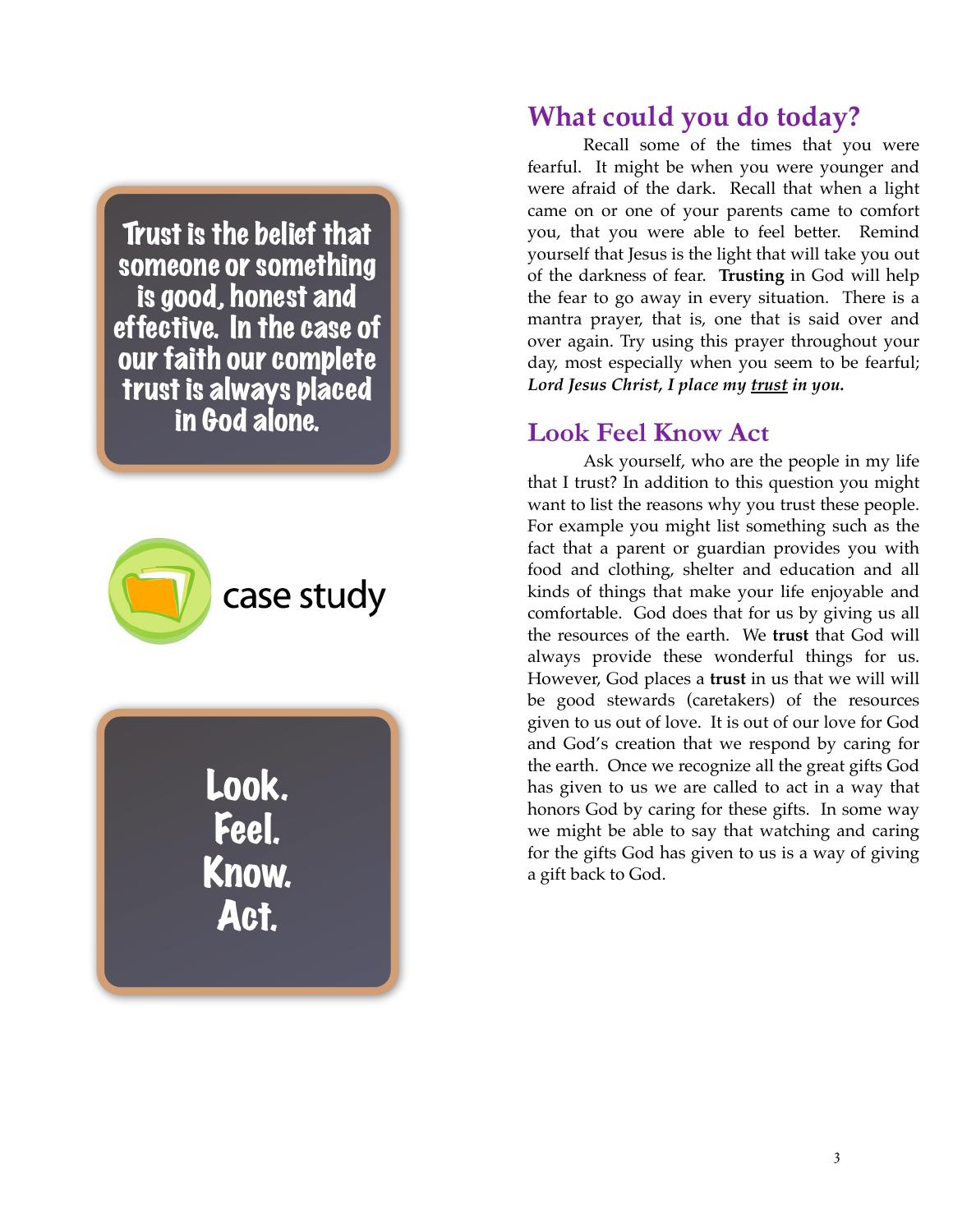Trust is the belief that someone or something is good, honest and effective. In the case of our faith our complete trust is always placed in God alone.

case study

Look.
Feel.
Know.
Act.

## What could you do today?

Recall some of the times that you were fearful. It might be when you were younger and were afraid of the dark. Recall that when a light came on or one of your parents came to comfort you, that you were able to feel better. Remind yourself that Jesus is the light that will take you out of the darkness of fear. **Trusting** in God will help the fear to go away in every situation. There is a mantra prayer, that is, one that is said over and over again. Try using this prayer throughout your day, most especially when you seem to be fearful; ***Lord Jesus Christ, I place my <u>trust</u> in you.***

## Look Feel Know Act

Ask yourself, who are the people in my life that I trust? In addition to this question you might want to list the reasons why you trust these people. For example you might list something such as the fact that a parent or guardian provides you with food and clothing, shelter and education and all kinds of things that make your life enjoyable and comfortable. God does that for us by giving us all the resources of the earth. We **trust** that God will always provide these wonderful things for us. However, God places a **trust** in us that we will will be good stewards (caretakers) of the resources given to us out of love. It is out of our love for God and God's creation that we respond by caring for the earth. Once we recognize all the great gifts God has given to us we are called to act in a way that honors God by caring for these gifts. In some way we might be able to say that watching and caring for the gifts God has given to us is a way of giving a gift back to God.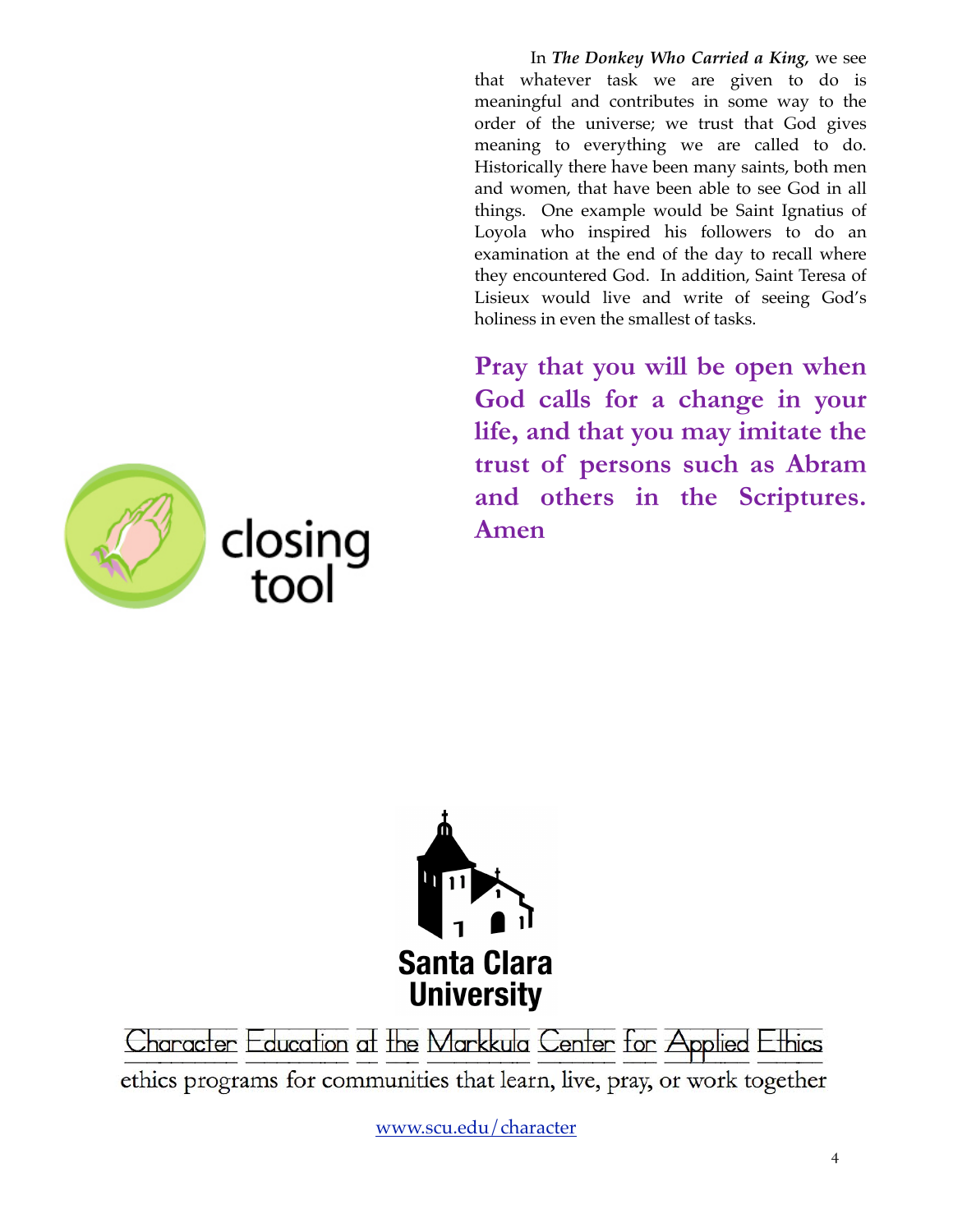In ***The Donkey Who Carried a King,*** we see that whatever task we are given to do is meaningful and contributes in some way to the order of the universe; we trust that God gives meaning to everything we are called to do. Historically there have been many saints, both men and women, that have been able to see God in all things. One example would be Saint Ignatius of Loyola who inspired his followers to do an examination at the end of the day to recall where they encountered God. In addition, Saint Teresa of Lisieux would live and write of seeing God's holiness in even the smallest of tasks.

closing tool

**Pray that you will be open when God calls for a change in your life, and that you may imitate the trust of persons such as Abram and others in the Scriptures. Amen**

Santa Clara University

Character Education at the Markkula Center for Applied Ethics

ethics programs for communities that learn, live, pray, or work together

www.scu.edu/character